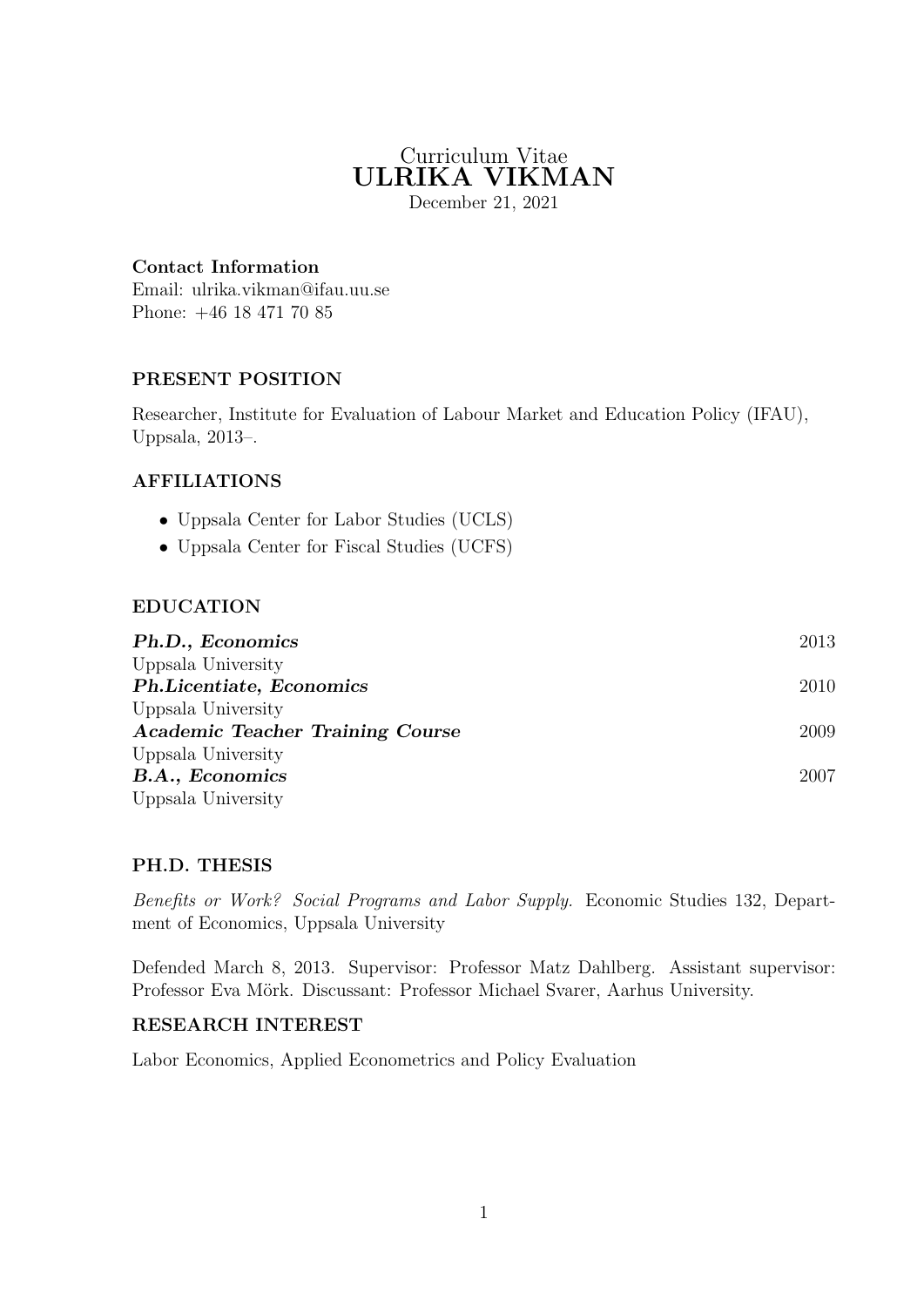# Curriculum Vitae
# ULRIKA VIKMAN

December 21, 2021

**Contact Information**
Email: ulrika.vikman@ifau.uu.se
Phone: +46 18 471 70 85

## PRESENT POSITION

Researcher, Institute for Evaluation of Labour Market and Education Policy (IFAU), Uppsala, 2013–.

## AFFILIATIONS

- Uppsala Center for Labor Studies (UCLS)
- Uppsala Center for Fiscal Studies (UCFS)

## EDUCATION

***Ph.D., Economics*** 2013
Uppsala University

***Ph.Licentiate, Economics*** 2010
Uppsala University

***Academic Teacher Training Course*** 2009
Uppsala University

***B.A., Economics*** 2007
Uppsala University

## PH.D. THESIS

*Benefits or Work? Social Programs and Labor Supply.* Economic Studies 132, Department of Economics, Uppsala University

Defended March 8, 2013. Supervisor: Professor Matz Dahlberg. Assistant supervisor: Professor Eva Mörk. Discussant: Professor Michael Svarer, Aarhus University.

## RESEARCH INTEREST

Labor Economics, Applied Econometrics and Policy Evaluation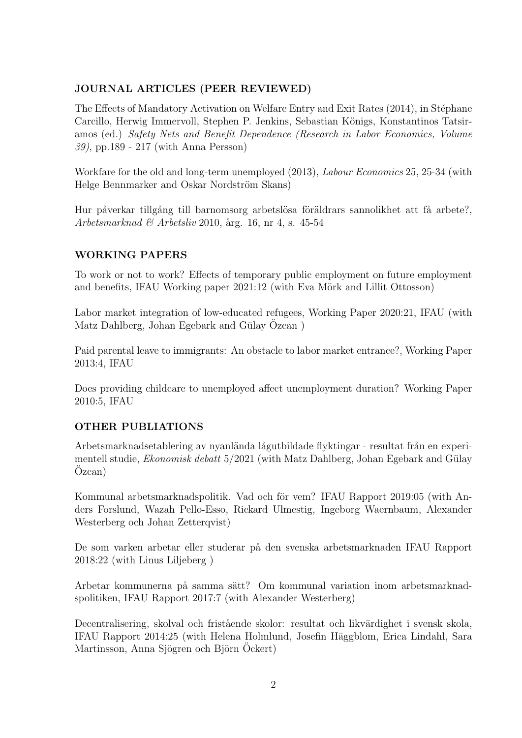## JOURNAL ARTICLES (PEER REVIEWED)

The Effects of Mandatory Activation on Welfare Entry and Exit Rates (2014), in Stéphane Carcillo, Herwig Immervoll, Stephen P. Jenkins, Sebastian Königs, Konstantinos Tatsiramos (ed.) *Safety Nets and Benefit Dependence (Research in Labor Economics, Volume 39)*, pp.189 - 217 (with Anna Persson)

Workfare for the old and long-term unemployed (2013), *Labour Economics* 25, 25-34 (with Helge Bennmarker and Oskar Nordström Skans)

Hur påverkar tillgång till barnomsorg arbetslösa föräldrars sannolikhet att få arbete?, *Arbetsmarknad & Arbetsliv* 2010, årg. 16, nr 4, s. 45-54

## WORKING PAPERS

To work or not to work? Effects of temporary public employment on future employment and benefits, IFAU Working paper 2021:12 (with Eva Mörk and Lillit Ottosson)

Labor market integration of low-educated refugees, Working Paper 2020:21, IFAU (with Matz Dahlberg, Johan Egebark and Gülay Özcan )

Paid parental leave to immigrants: An obstacle to labor market entrance?, Working Paper 2013:4, IFAU

Does providing childcare to unemployed affect unemployment duration? Working Paper 2010:5, IFAU

## OTHER PUBLIATIONS

Arbetsmarknadsetablering av nyanlända lågutbildade flyktingar - resultat från en experimentell studie, *Ekonomisk debatt* 5/2021 (with Matz Dahlberg, Johan Egebark and Gülay Özcan)

Kommunal arbetsmarknadspolitik. Vad och för vem? IFAU Rapport 2019:05 (with Anders Forslund, Wazah Pello-Esso, Rickard Ulmestig, Ingeborg Waernbaum, Alexander Westerberg och Johan Zetterqvist)

De som varken arbetar eller studerar på den svenska arbetsmarknaden IFAU Rapport 2018:22 (with Linus Liljeberg )

Arbetar kommunerna på samma sätt? Om kommunal variation inom arbetsmarknadspolitiken, IFAU Rapport 2017:7 (with Alexander Westerberg)

Decentralisering, skolval och fristående skolor: resultat och likvärdighet i svensk skola, IFAU Rapport 2014:25 (with Helena Holmlund, Josefin Häggblom, Erica Lindahl, Sara Martinsson, Anna Sjögren och Björn Öckert)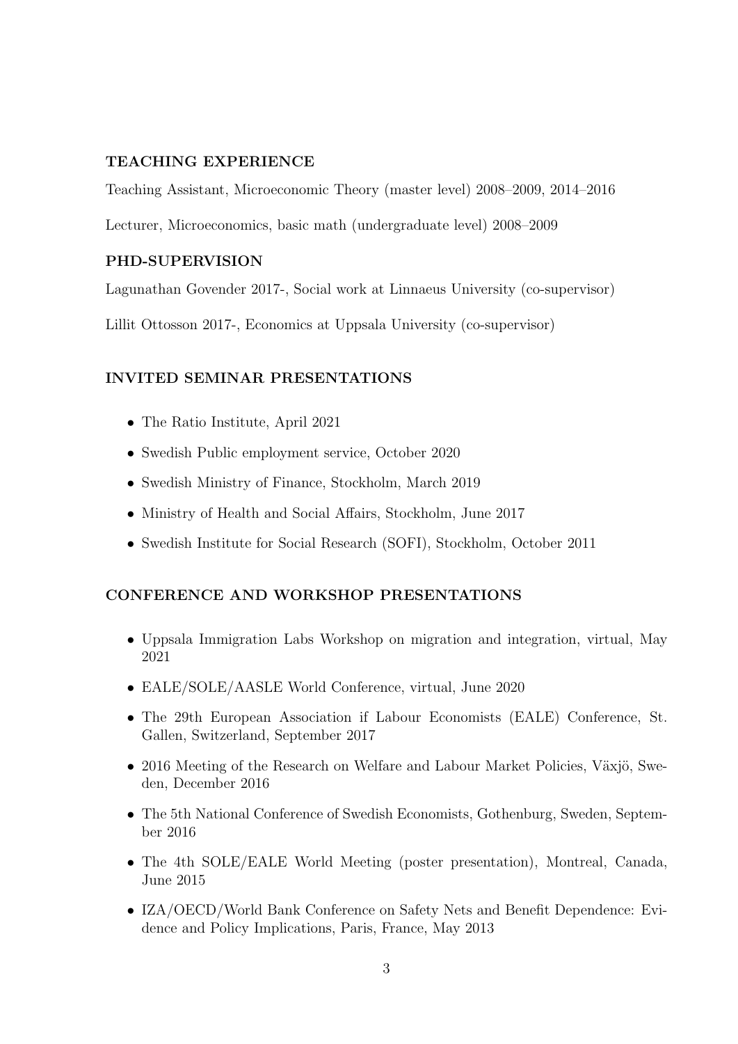## TEACHING EXPERIENCE

Teaching Assistant, Microeconomic Theory (master level) 2008–2009, 2014–2016

Lecturer, Microeconomics, basic math (undergraduate level) 2008–2009

## PHD-SUPERVISION

Lagunathan Govender 2017-, Social work at Linnaeus University (co-supervisor)

Lillit Ottosson 2017-, Economics at Uppsala University (co-supervisor)

## INVITED SEMINAR PRESENTATIONS

- The Ratio Institute, April 2021
- Swedish Public employment service, October 2020
- Swedish Ministry of Finance, Stockholm, March 2019
- Ministry of Health and Social Affairs, Stockholm, June 2017
- Swedish Institute for Social Research (SOFI), Stockholm, October 2011

## CONFERENCE AND WORKSHOP PRESENTATIONS

- Uppsala Immigration Labs Workshop on migration and integration, virtual, May 2021
- EALE/SOLE/AASLE World Conference, virtual, June 2020
- The 29th European Association if Labour Economists (EALE) Conference, St. Gallen, Switzerland, September 2017
- 2016 Meeting of the Research on Welfare and Labour Market Policies, Växjö, Sweden, December 2016
- The 5th National Conference of Swedish Economists, Gothenburg, Sweden, September 2016
- The 4th SOLE/EALE World Meeting (poster presentation), Montreal, Canada, June 2015
- IZA/OECD/World Bank Conference on Safety Nets and Benefit Dependence: Evidence and Policy Implications, Paris, France, May 2013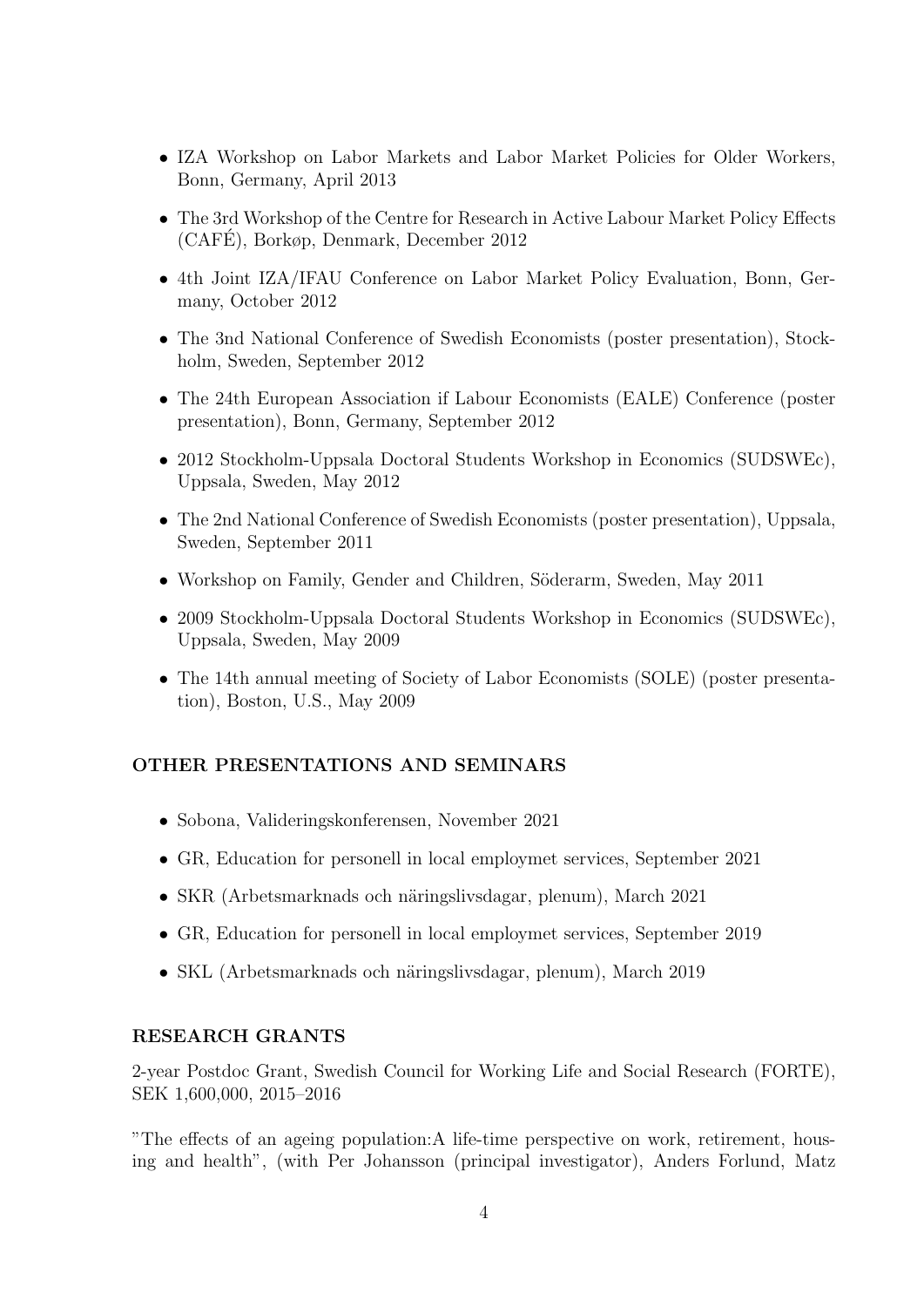- IZA Workshop on Labor Markets and Labor Market Policies for Older Workers, Bonn, Germany, April 2013
- The 3rd Workshop of the Centre for Research in Active Labour Market Policy Effects (CAFÉ), Borkøp, Denmark, December 2012
- 4th Joint IZA/IFAU Conference on Labor Market Policy Evaluation, Bonn, Germany, October 2012
- The 3nd National Conference of Swedish Economists (poster presentation), Stockholm, Sweden, September 2012
- The 24th European Association if Labour Economists (EALE) Conference (poster presentation), Bonn, Germany, September 2012
- 2012 Stockholm-Uppsala Doctoral Students Workshop in Economics (SUDSWEc), Uppsala, Sweden, May 2012
- The 2nd National Conference of Swedish Economists (poster presentation), Uppsala, Sweden, September 2011
- Workshop on Family, Gender and Children, Söderarm, Sweden, May 2011
- 2009 Stockholm-Uppsala Doctoral Students Workshop in Economics (SUDSWEc), Uppsala, Sweden, May 2009
- The 14th annual meeting of Society of Labor Economists (SOLE) (poster presentation), Boston, U.S., May 2009

### OTHER PRESENTATIONS AND SEMINARS

- Sobona, Valideringskonferensen, November 2021
- GR, Education for personell in local employmet services, September 2021
- SKR (Arbetsmarknads och näringslivsdagar, plenum), March 2021
- GR, Education for personell in local employmet services, September 2019
- SKL (Arbetsmarknads och näringslivsdagar, plenum), March 2019

### RESEARCH GRANTS

2-year Postdoc Grant, Swedish Council for Working Life and Social Research (FORTE), SEK 1,600,000, 2015–2016

"The effects of an ageing population:A life-time perspective on work, retirement, housing and health", (with Per Johansson (principal investigator), Anders Forlund, Matz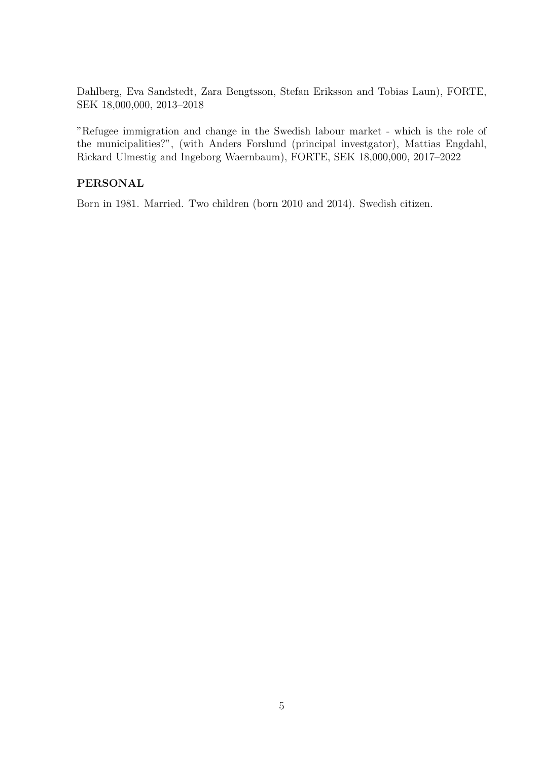Dahlberg, Eva Sandstedt, Zara Bengtsson, Stefan Eriksson and Tobias Laun), FORTE, SEK 18,000,000, 2013–2018

"Refugee immigration and change in the Swedish labour market - which is the role of the municipalities?", (with Anders Forslund (principal investgator), Mattias Engdahl, Rickard Ulmestig and Ingeborg Waernbaum), FORTE, SEK 18,000,000, 2017–2022

## PERSONAL

Born in 1981. Married. Two children (born 2010 and 2014). Swedish citizen.